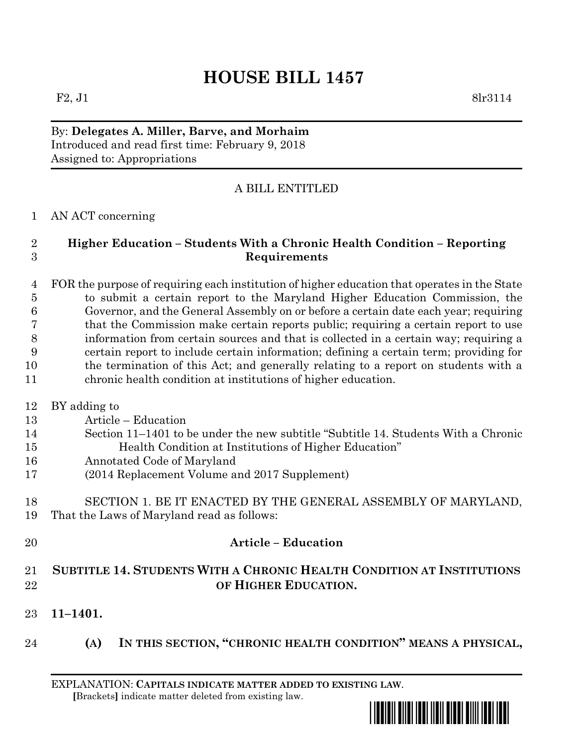# HOUSE BILL 1457

F2, J1 8lr3114

By: **Delegates A. Miller, Barve, and Morhaim**
Introduced and read first time: February 9, 2018
Assigned to: Appropriations

A BILL ENTITLED

AN ACT concerning

**Higher Education – Students With a Chronic Health Condition – Reporting Requirements**

FOR the purpose of requiring each institution of higher education that operates in the State to submit a certain report to the Maryland Higher Education Commission, the Governor, and the General Assembly on or before a certain date each year; requiring that the Commission make certain reports public; requiring a certain report to use information from certain sources and that is collected in a certain way; requiring a certain report to include certain information; defining a certain term; providing for the termination of this Act; and generally relating to a report on students with a chronic health condition at institutions of higher education.

BY adding to
Article – Education
Section 11–1401 to be under the new subtitle "Subtitle 14. Students With a Chronic Health Condition at Institutions of Higher Education"
Annotated Code of Maryland
(2014 Replacement Volume and 2017 Supplement)

SECTION 1. BE IT ENACTED BY THE GENERAL ASSEMBLY OF MARYLAND, That the Laws of Maryland read as follows:

**Article – Education**

**SUBTITLE 14. STUDENTS WITH A CHRONIC HEALTH CONDITION AT INSTITUTIONS OF HIGHER EDUCATION.**

**11–1401.**

**(A) IN THIS SECTION, "CHRONIC HEALTH CONDITION" MEANS A PHYSICAL,**

EXPLANATION: **CAPITALS INDICATE MATTER ADDED TO EXISTING LAW**.
[Brackets] indicate matter deleted from existing law.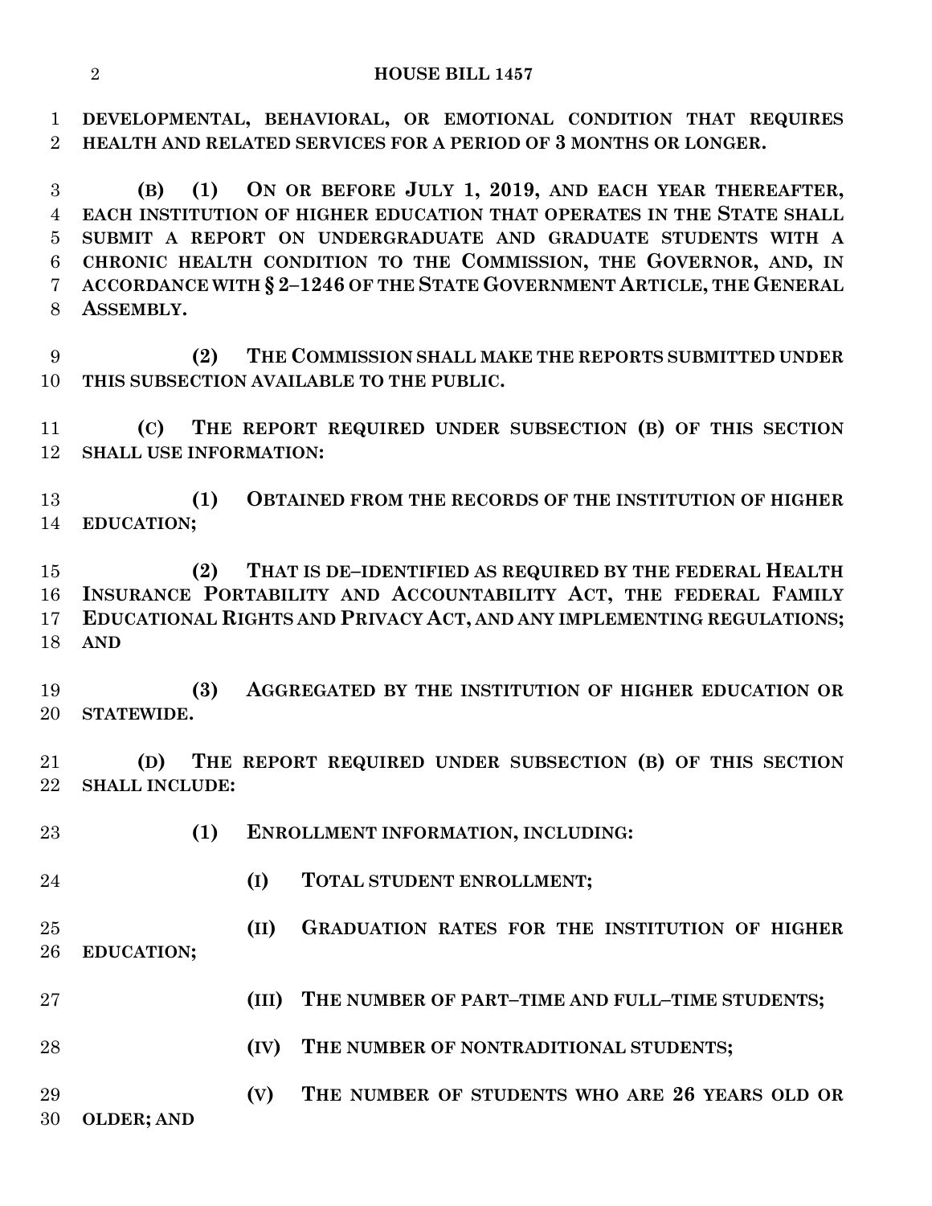**DEVELOPMENTAL, BEHAVIORAL, OR EMOTIONAL CONDITION THAT REQUIRES HEALTH AND RELATED SERVICES FOR A PERIOD OF 3 MONTHS OR LONGER.**

**(B) (1) ON OR BEFORE JULY 1, 2019, AND EACH YEAR THEREAFTER, EACH INSTITUTION OF HIGHER EDUCATION THAT OPERATES IN THE STATE SHALL SUBMIT A REPORT ON UNDERGRADUATE AND GRADUATE STUDENTS WITH A CHRONIC HEALTH CONDITION TO THE COMMISSION, THE GOVERNOR, AND, IN ACCORDANCE WITH § 2–1246 OF THE STATE GOVERNMENT ARTICLE, THE GENERAL ASSEMBLY.**

**(2) THE COMMISSION SHALL MAKE THE REPORTS SUBMITTED UNDER THIS SUBSECTION AVAILABLE TO THE PUBLIC.**

**(C) THE REPORT REQUIRED UNDER SUBSECTION (B) OF THIS SECTION SHALL USE INFORMATION:**

**(1) OBTAINED FROM THE RECORDS OF THE INSTITUTION OF HIGHER EDUCATION;**

**(2) THAT IS DE–IDENTIFIED AS REQUIRED BY THE FEDERAL HEALTH INSURANCE PORTABILITY AND ACCOUNTABILITY ACT, THE FEDERAL FAMILY EDUCATIONAL RIGHTS AND PRIVACY ACT, AND ANY IMPLEMENTING REGULATIONS; AND**

**(3) AGGREGATED BY THE INSTITUTION OF HIGHER EDUCATION OR STATEWIDE.**

**(D) THE REPORT REQUIRED UNDER SUBSECTION (B) OF THIS SECTION SHALL INCLUDE:**

**(1) ENROLLMENT INFORMATION, INCLUDING:**

**(I) TOTAL STUDENT ENROLLMENT;**

**(II) GRADUATION RATES FOR THE INSTITUTION OF HIGHER EDUCATION;**

**(III) THE NUMBER OF PART–TIME AND FULL–TIME STUDENTS;**

**(IV) THE NUMBER OF NONTRADITIONAL STUDENTS;**

**(V) THE NUMBER OF STUDENTS WHO ARE 26 YEARS OLD OR OLDER; AND**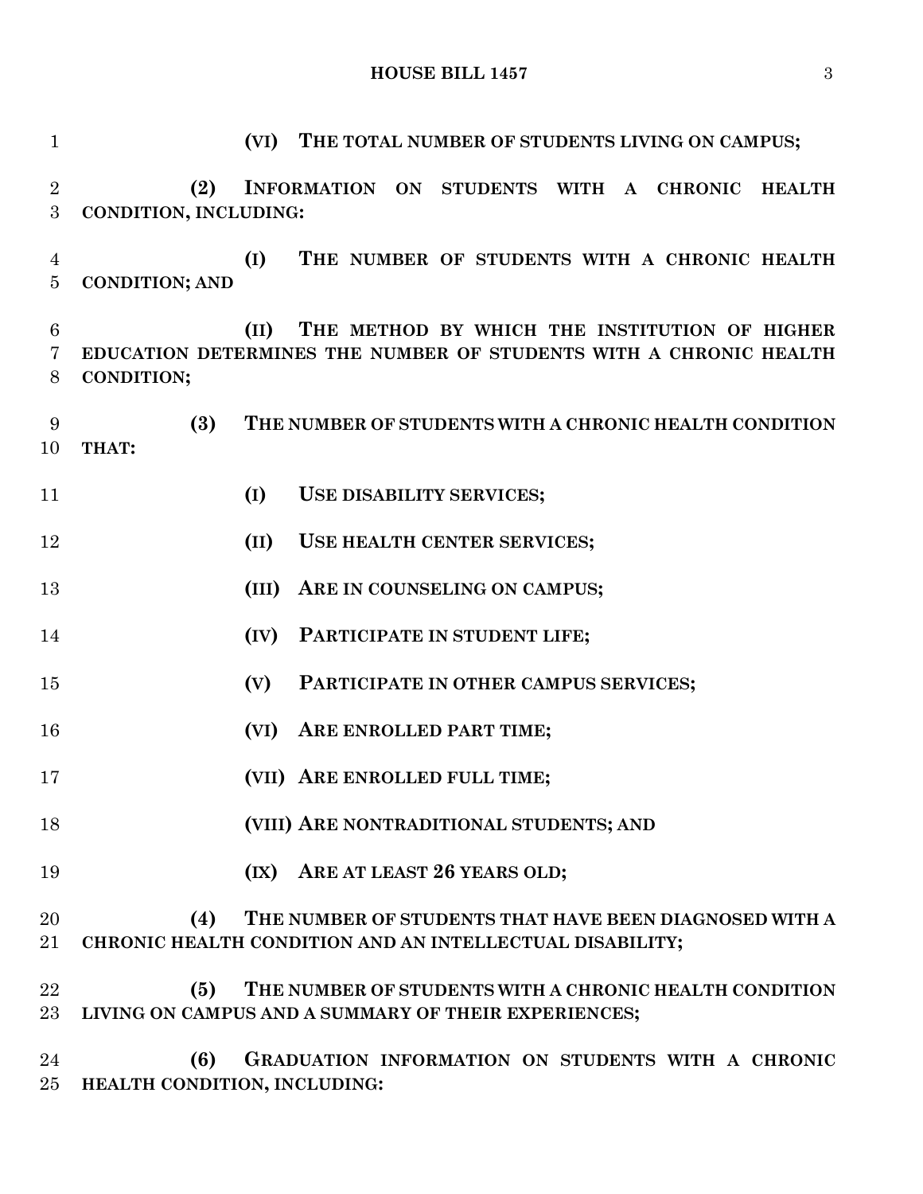**(VI) THE TOTAL NUMBER OF STUDENTS LIVING ON CAMPUS;**

**(2) INFORMATION ON STUDENTS WITH A CHRONIC HEALTH CONDITION, INCLUDING:**

**(I) THE NUMBER OF STUDENTS WITH A CHRONIC HEALTH CONDITION; AND**

**(II) THE METHOD BY WHICH THE INSTITUTION OF HIGHER EDUCATION DETERMINES THE NUMBER OF STUDENTS WITH A CHRONIC HEALTH CONDITION;**

**(3) THE NUMBER OF STUDENTS WITH A CHRONIC HEALTH CONDITION THAT:**

**(I) USE DISABILITY SERVICES;**

**(II) USE HEALTH CENTER SERVICES;**

**(III) ARE IN COUNSELING ON CAMPUS;**

**(IV) PARTICIPATE IN STUDENT LIFE;**

**(V) PARTICIPATE IN OTHER CAMPUS SERVICES;**

**(VI) ARE ENROLLED PART TIME;**

**(VII) ARE ENROLLED FULL TIME;**

**(VIII) ARE NONTRADITIONAL STUDENTS; AND**

**(IX) ARE AT LEAST 26 YEARS OLD;**

**(4) THE NUMBER OF STUDENTS THAT HAVE BEEN DIAGNOSED WITH A CHRONIC HEALTH CONDITION AND AN INTELLECTUAL DISABILITY;**

**(5) THE NUMBER OF STUDENTS WITH A CHRONIC HEALTH CONDITION LIVING ON CAMPUS AND A SUMMARY OF THEIR EXPERIENCES;**

**(6) GRADUATION INFORMATION ON STUDENTS WITH A CHRONIC HEALTH CONDITION, INCLUDING:**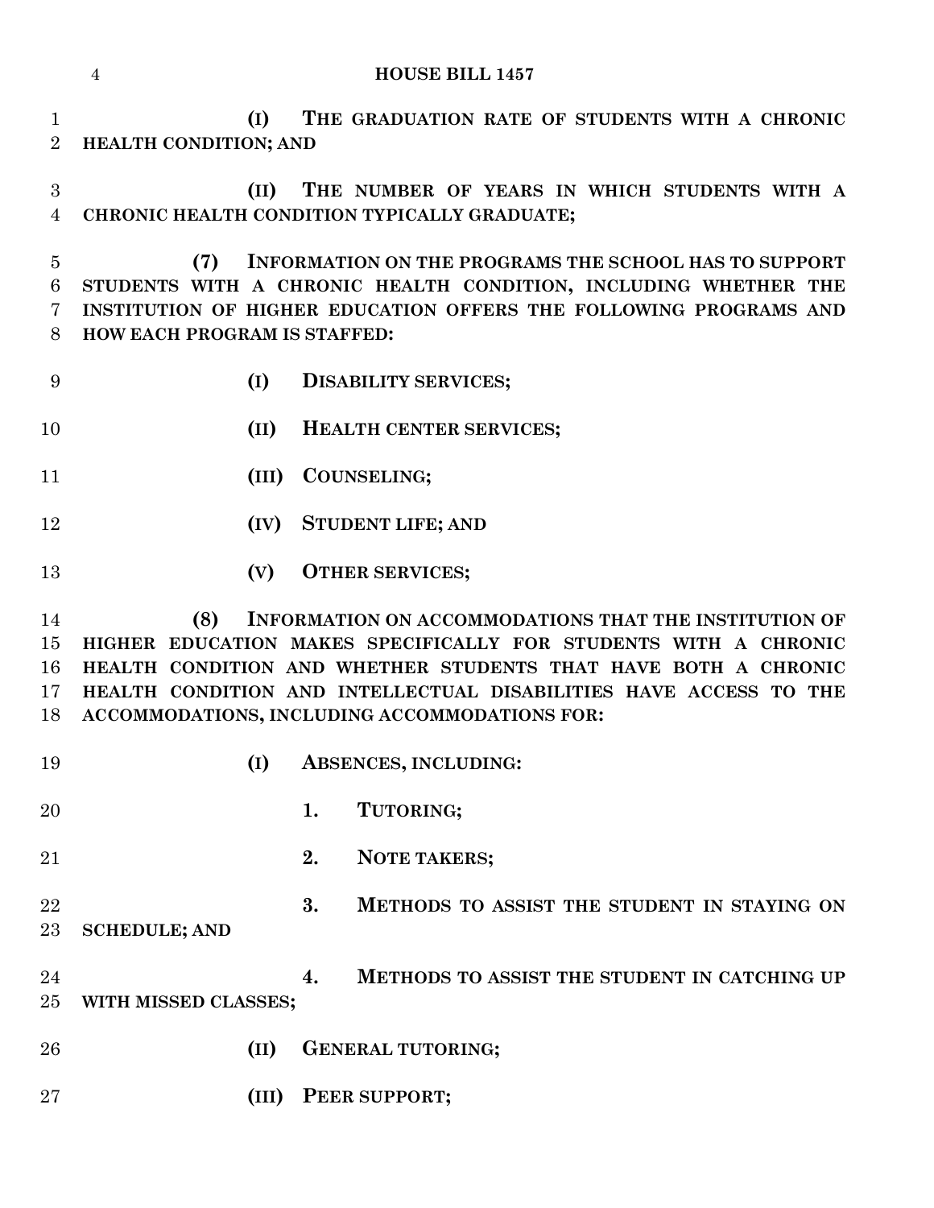**(I) THE GRADUATION RATE OF STUDENTS WITH A CHRONIC HEALTH CONDITION; AND**

**(II) THE NUMBER OF YEARS IN WHICH STUDENTS WITH A CHRONIC HEALTH CONDITION TYPICALLY GRADUATE;**

**(7) INFORMATION ON THE PROGRAMS THE SCHOOL HAS TO SUPPORT STUDENTS WITH A CHRONIC HEALTH CONDITION, INCLUDING WHETHER THE INSTITUTION OF HIGHER EDUCATION OFFERS THE FOLLOWING PROGRAMS AND HOW EACH PROGRAM IS STAFFED:**

**(I) DISABILITY SERVICES;**

**(II) HEALTH CENTER SERVICES;**

**(III) COUNSELING;**

**(IV) STUDENT LIFE; AND**

**(V) OTHER SERVICES;**

**(8) INFORMATION ON ACCOMMODATIONS THAT THE INSTITUTION OF HIGHER EDUCATION MAKES SPECIFICALLY FOR STUDENTS WITH A CHRONIC HEALTH CONDITION AND WHETHER STUDENTS THAT HAVE BOTH A CHRONIC HEALTH CONDITION AND INTELLECTUAL DISABILITIES HAVE ACCESS TO THE ACCOMMODATIONS, INCLUDING ACCOMMODATIONS FOR:**

**(I) ABSENCES, INCLUDING:**

**1. TUTORING;**

**2. NOTE TAKERS;**

**3. METHODS TO ASSIST THE STUDENT IN STAYING ON SCHEDULE; AND**

**4. METHODS TO ASSIST THE STUDENT IN CATCHING UP WITH MISSED CLASSES;**

**(II) GENERAL TUTORING;**

**(III) PEER SUPPORT;**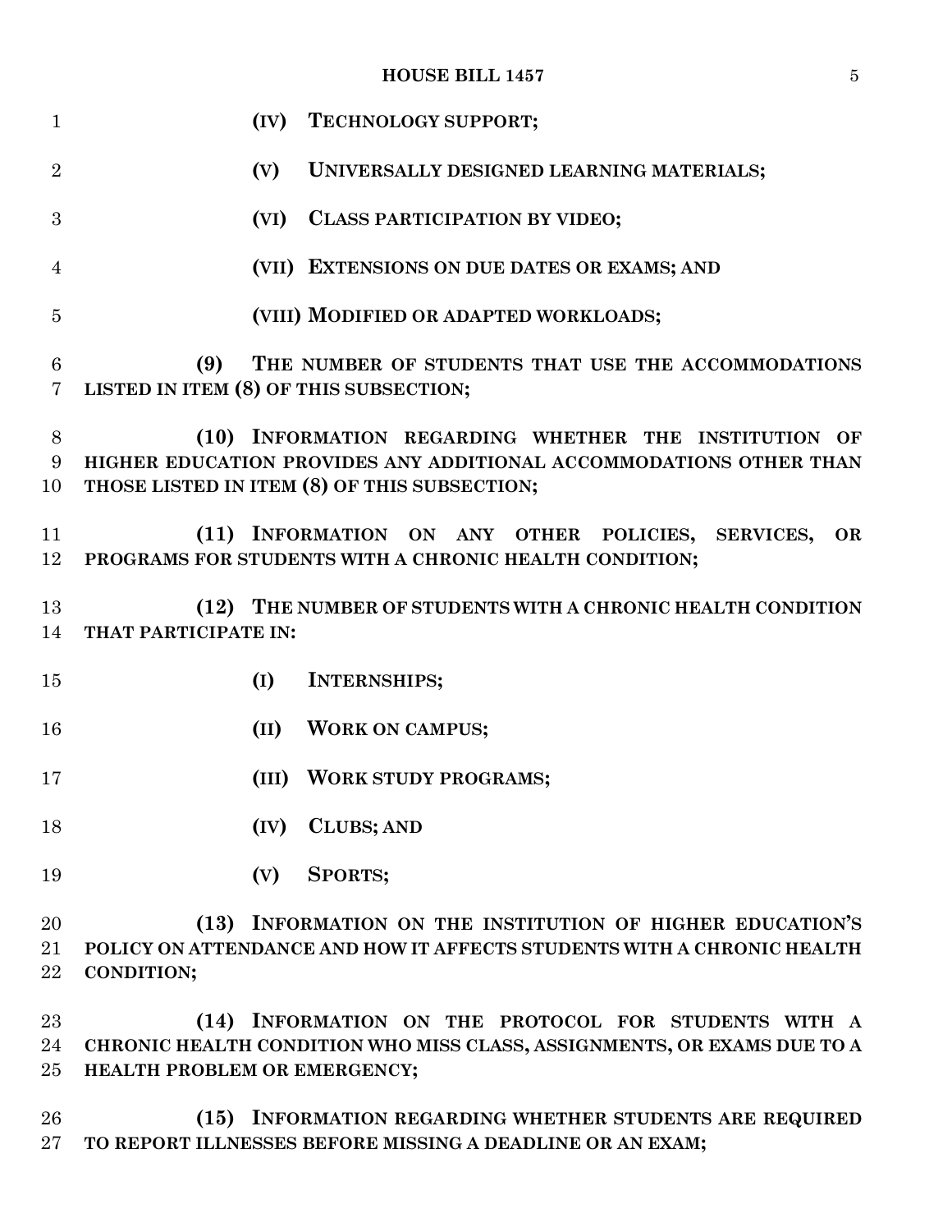**(IV) TECHNOLOGY SUPPORT;**

**(V) UNIVERSALLY DESIGNED LEARNING MATERIALS;**

**(VI) CLASS PARTICIPATION BY VIDEO;**

**(VII) EXTENSIONS ON DUE DATES OR EXAMS; AND**

**(VIII) MODIFIED OR ADAPTED WORKLOADS;**

**(9) THE NUMBER OF STUDENTS THAT USE THE ACCOMMODATIONS LISTED IN ITEM (8) OF THIS SUBSECTION;**

**(10) INFORMATION REGARDING WHETHER THE INSTITUTION OF HIGHER EDUCATION PROVIDES ANY ADDITIONAL ACCOMMODATIONS OTHER THAN THOSE LISTED IN ITEM (8) OF THIS SUBSECTION;**

**(11) INFORMATION ON ANY OTHER POLICIES, SERVICES, OR PROGRAMS FOR STUDENTS WITH A CHRONIC HEALTH CONDITION;**

**(12) THE NUMBER OF STUDENTS WITH A CHRONIC HEALTH CONDITION THAT PARTICIPATE IN:**

**(I) INTERNSHIPS;**

**(II) WORK ON CAMPUS;**

**(III) WORK STUDY PROGRAMS;**

**(IV) CLUBS; AND**

**(V) SPORTS;**

**(13) INFORMATION ON THE INSTITUTION OF HIGHER EDUCATION'S POLICY ON ATTENDANCE AND HOW IT AFFECTS STUDENTS WITH A CHRONIC HEALTH CONDITION;**

**(14) INFORMATION ON THE PROTOCOL FOR STUDENTS WITH A CHRONIC HEALTH CONDITION WHO MISS CLASS, ASSIGNMENTS, OR EXAMS DUE TO A HEALTH PROBLEM OR EMERGENCY;**

**(15) INFORMATION REGARDING WHETHER STUDENTS ARE REQUIRED TO REPORT ILLNESSES BEFORE MISSING A DEADLINE OR AN EXAM;**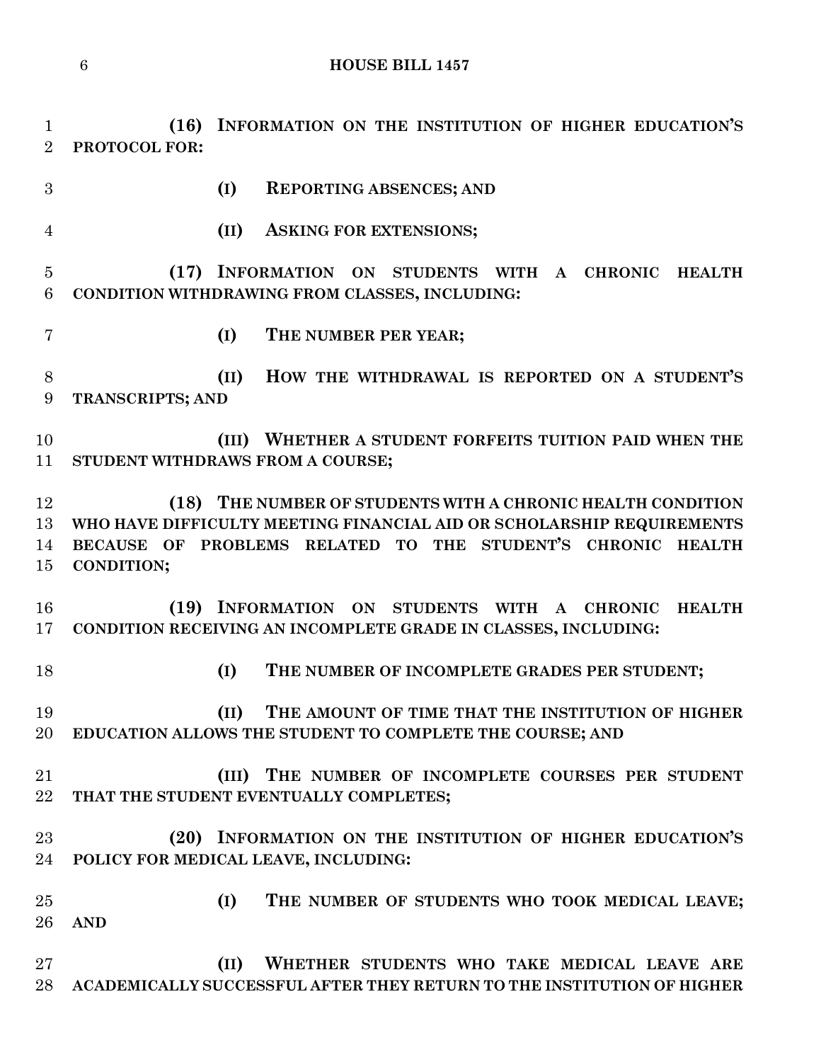**(16) INFORMATION ON THE INSTITUTION OF HIGHER EDUCATION'S PROTOCOL FOR:**

**(I) REPORTING ABSENCES; AND**

**(II) ASKING FOR EXTENSIONS;**

**(17) INFORMATION ON STUDENTS WITH A CHRONIC HEALTH CONDITION WITHDRAWING FROM CLASSES, INCLUDING:**

**(I) THE NUMBER PER YEAR;**

**(II) HOW THE WITHDRAWAL IS REPORTED ON A STUDENT'S TRANSCRIPTS; AND**

**(III) WHETHER A STUDENT FORFEITS TUITION PAID WHEN THE STUDENT WITHDRAWS FROM A COURSE;**

**(18) THE NUMBER OF STUDENTS WITH A CHRONIC HEALTH CONDITION WHO HAVE DIFFICULTY MEETING FINANCIAL AID OR SCHOLARSHIP REQUIREMENTS BECAUSE OF PROBLEMS RELATED TO THE STUDENT'S CHRONIC HEALTH CONDITION;**

**(19) INFORMATION ON STUDENTS WITH A CHRONIC HEALTH CONDITION RECEIVING AN INCOMPLETE GRADE IN CLASSES, INCLUDING:**

**(I) THE NUMBER OF INCOMPLETE GRADES PER STUDENT;**

**(II) THE AMOUNT OF TIME THAT THE INSTITUTION OF HIGHER EDUCATION ALLOWS THE STUDENT TO COMPLETE THE COURSE; AND**

**(III) THE NUMBER OF INCOMPLETE COURSES PER STUDENT THAT THE STUDENT EVENTUALLY COMPLETES;**

**(20) INFORMATION ON THE INSTITUTION OF HIGHER EDUCATION'S POLICY FOR MEDICAL LEAVE, INCLUDING:**

**(I) THE NUMBER OF STUDENTS WHO TOOK MEDICAL LEAVE; AND**

**(II) WHETHER STUDENTS WHO TAKE MEDICAL LEAVE ARE ACADEMICALLY SUCCESSFUL AFTER THEY RETURN TO THE INSTITUTION OF HIGHER**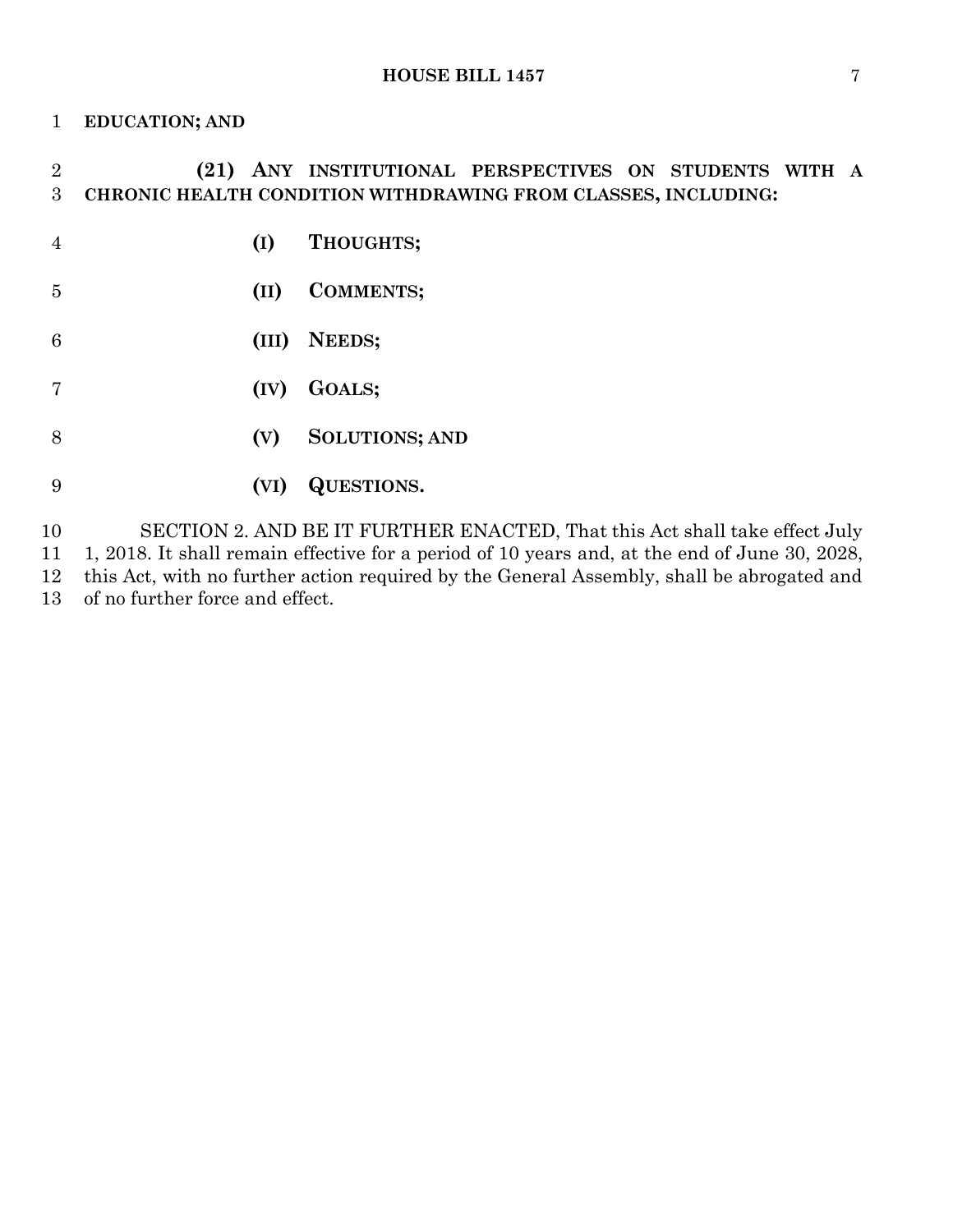**EDUCATION; AND**

**(21) ANY INSTITUTIONAL PERSPECTIVES ON STUDENTS WITH A CHRONIC HEALTH CONDITION WITHDRAWING FROM CLASSES, INCLUDING:**

**(I) THOUGHTS;**

**(II) COMMENTS;**

**(III) NEEDS;**

**(IV) GOALS;**

**(V) SOLUTIONS; AND**

**(VI) QUESTIONS.**

SECTION 2. AND BE IT FURTHER ENACTED, That this Act shall take effect July 1, 2018. It shall remain effective for a period of 10 years and, at the end of June 30, 2028, this Act, with no further action required by the General Assembly, shall be abrogated and of no further force and effect.